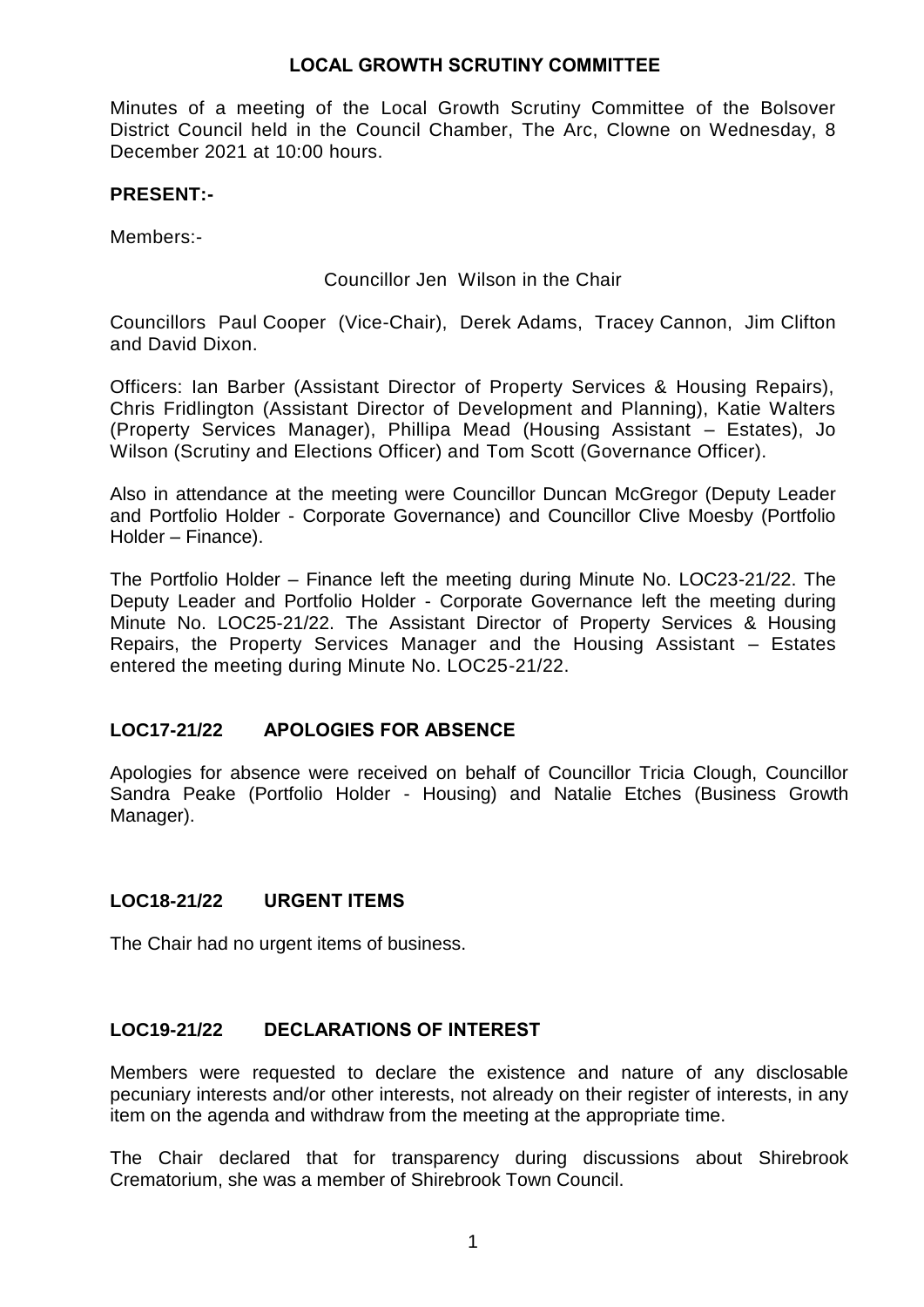# LOCAL GROWTH SCRUTINY COMMITTEE

Minutes of a meeting of the Local Growth Scrutiny Committee of the Bolsover District Council held in the Council Chamber, The Arc, Clowne on Wednesday, 8 December 2021 at 10:00 hours.

**PRESENT:-**

Members:-

Councillor Jen Wilson in the Chair

Councillors Paul Cooper (Vice-Chair), Derek Adams, Tracey Cannon, Jim Clifton and David Dixon.

Officers: Ian Barber (Assistant Director of Property Services & Housing Repairs), Chris Fridlington (Assistant Director of Development and Planning), Katie Walters (Property Services Manager), Phillipa Mead (Housing Assistant – Estates), Jo Wilson (Scrutiny and Elections Officer) and Tom Scott (Governance Officer).

Also in attendance at the meeting were Councillor Duncan McGregor (Deputy Leader and Portfolio Holder - Corporate Governance) and Councillor Clive Moesby (Portfolio Holder – Finance).

The Portfolio Holder – Finance left the meeting during Minute No. LOC23-21/22. The Deputy Leader and Portfolio Holder - Corporate Governance left the meeting during Minute No. LOC25-21/22. The Assistant Director of Property Services & Housing Repairs, the Property Services Manager and the Housing Assistant – Estates entered the meeting during Minute No. LOC25-21/22.

## LOC17-21/22 APOLOGIES FOR ABSENCE

Apologies for absence were received on behalf of Councillor Tricia Clough, Councillor Sandra Peake (Portfolio Holder - Housing) and Natalie Etches (Business Growth Manager).

## LOC18-21/22 URGENT ITEMS

The Chair had no urgent items of business.

## LOC19-21/22 DECLARATIONS OF INTEREST

Members were requested to declare the existence and nature of any disclosable pecuniary interests and/or other interests, not already on their register of interests, in any item on the agenda and withdraw from the meeting at the appropriate time.

The Chair declared that for transparency during discussions about Shirebrook Crematorium, she was a member of Shirebrook Town Council.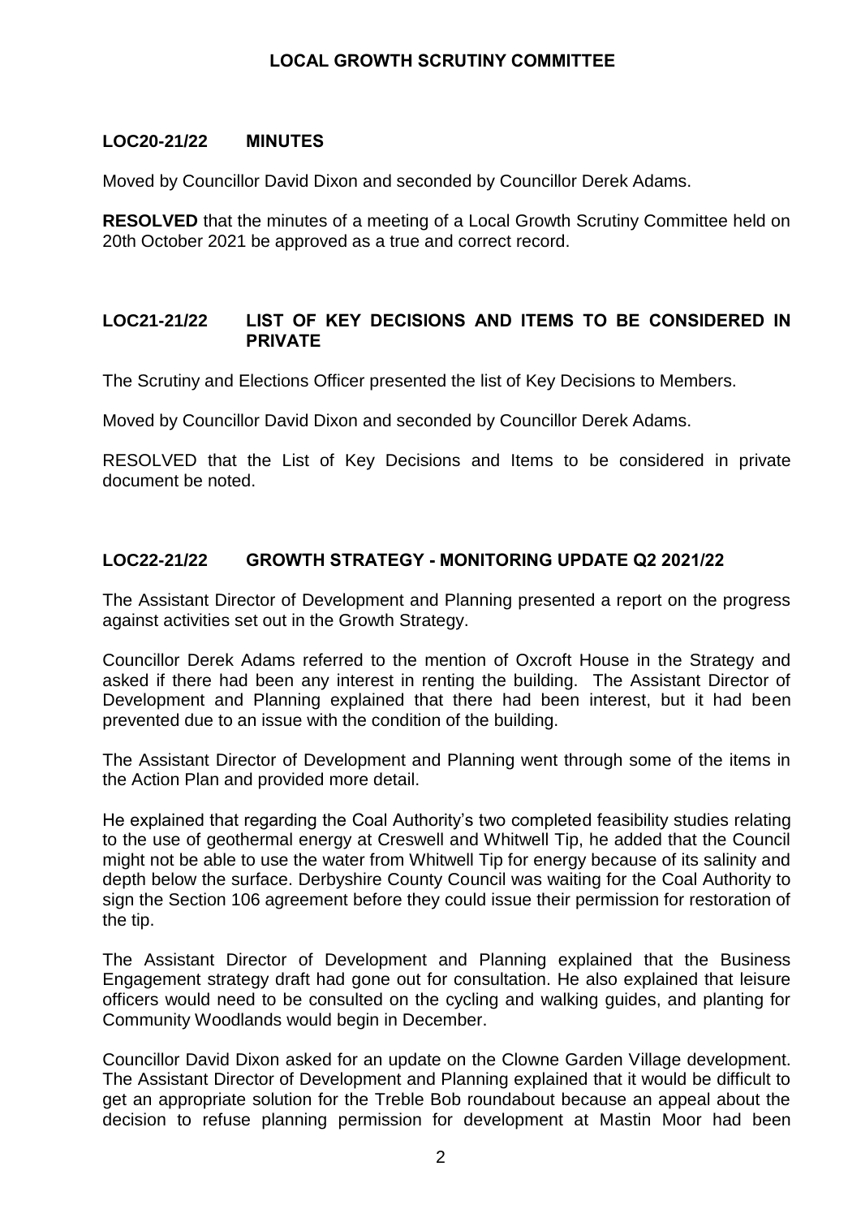## LOCAL GROWTH SCRUTINY COMMITTEE

### LOC20-21/22 MINUTES

Moved by Councillor David Dixon and seconded by Councillor Derek Adams.

**RESOLVED** that the minutes of a meeting of a Local Growth Scrutiny Committee held on 20th October 2021 be approved as a true and correct record.

### LOC21-21/22 LIST OF KEY DECISIONS AND ITEMS TO BE CONSIDERED IN PRIVATE

The Scrutiny and Elections Officer presented the list of Key Decisions to Members.

Moved by Councillor David Dixon and seconded by Councillor Derek Adams.

RESOLVED that the List of Key Decisions and Items to be considered in private document be noted.

### LOC22-21/22 GROWTH STRATEGY - MONITORING UPDATE Q2 2021/22

The Assistant Director of Development and Planning presented a report on the progress against activities set out in the Growth Strategy.

Councillor Derek Adams referred to the mention of Oxcroft House in the Strategy and asked if there had been any interest in renting the building. The Assistant Director of Development and Planning explained that there had been interest, but it had been prevented due to an issue with the condition of the building.

The Assistant Director of Development and Planning went through some of the items in the Action Plan and provided more detail.

He explained that regarding the Coal Authority's two completed feasibility studies relating to the use of geothermal energy at Creswell and Whitwell Tip, he added that the Council might not be able to use the water from Whitwell Tip for energy because of its salinity and depth below the surface. Derbyshire County Council was waiting for the Coal Authority to sign the Section 106 agreement before they could issue their permission for restoration of the tip.

The Assistant Director of Development and Planning explained that the Business Engagement strategy draft had gone out for consultation. He also explained that leisure officers would need to be consulted on the cycling and walking guides, and planting for Community Woodlands would begin in December.

Councillor David Dixon asked for an update on the Clowne Garden Village development. The Assistant Director of Development and Planning explained that it would be difficult to get an appropriate solution for the Treble Bob roundabout because an appeal about the decision to refuse planning permission for development at Mastin Moor had been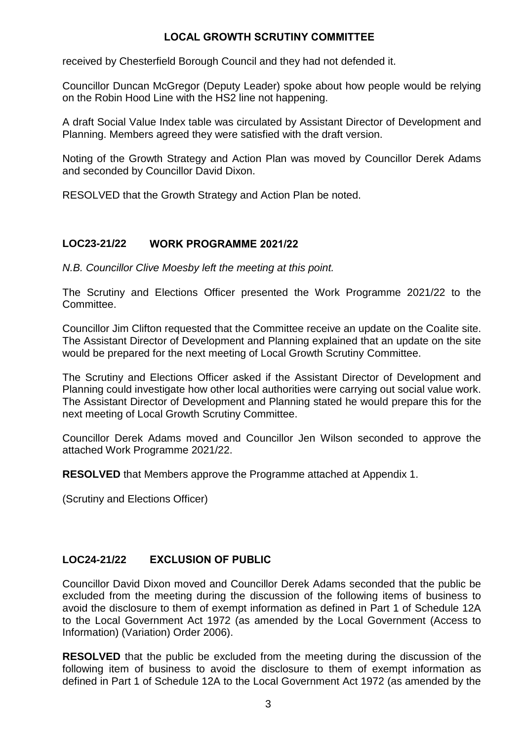received by Chesterfield Borough Council and they had not defended it.

Councillor Duncan McGregor (Deputy Leader) spoke about how people would be relying on the Robin Hood Line with the HS2 line not happening.

A draft Social Value Index table was circulated by Assistant Director of Development and Planning. Members agreed they were satisfied with the draft version.

Noting of the Growth Strategy and Action Plan was moved by Councillor Derek Adams and seconded by Councillor David Dixon.

RESOLVED that the Growth Strategy and Action Plan be noted.

## LOC23-21/22 WORK PROGRAMME 2021/22

*N.B. Councillor Clive Moesby left the meeting at this point.*

The Scrutiny and Elections Officer presented the Work Programme 2021/22 to the Committee.

Councillor Jim Clifton requested that the Committee receive an update on the Coalite site. The Assistant Director of Development and Planning explained that an update on the site would be prepared for the next meeting of Local Growth Scrutiny Committee.

The Scrutiny and Elections Officer asked if the Assistant Director of Development and Planning could investigate how other local authorities were carrying out social value work. The Assistant Director of Development and Planning stated he would prepare this for the next meeting of Local Growth Scrutiny Committee.

Councillor Derek Adams moved and Councillor Jen Wilson seconded to approve the attached Work Programme 2021/22.

**RESOLVED** that Members approve the Programme attached at Appendix 1.

(Scrutiny and Elections Officer)

## LOC24-21/22 EXCLUSION OF PUBLIC

Councillor David Dixon moved and Councillor Derek Adams seconded that the public be excluded from the meeting during the discussion of the following items of business to avoid the disclosure to them of exempt information as defined in Part 1 of Schedule 12A to the Local Government Act 1972 (as amended by the Local Government (Access to Information) (Variation) Order 2006).

**RESOLVED** that the public be excluded from the meeting during the discussion of the following item of business to avoid the disclosure to them of exempt information as defined in Part 1 of Schedule 12A to the Local Government Act 1972 (as amended by the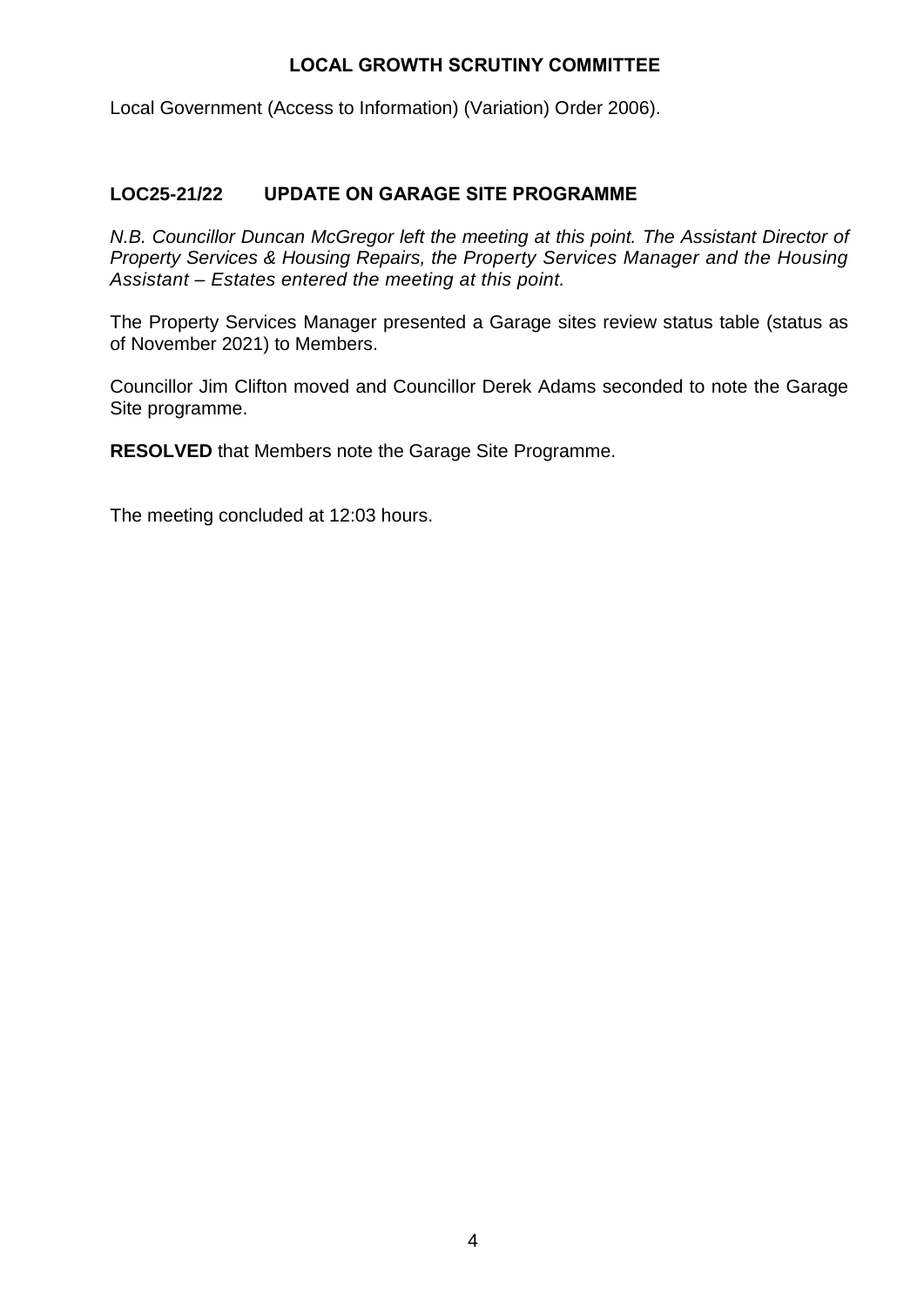Local Government (Access to Information) (Variation) Order 2006).

## LOC25-21/22 UPDATE ON GARAGE SITE PROGRAMME

*N.B. Councillor Duncan McGregor left the meeting at this point. The Assistant Director of Property Services & Housing Repairs, the Property Services Manager and the Housing Assistant – Estates entered the meeting at this point.*

The Property Services Manager presented a Garage sites review status table (status as of November 2021) to Members.

Councillor Jim Clifton moved and Councillor Derek Adams seconded to note the Garage Site programme.

**RESOLVED** that Members note the Garage Site Programme.

The meeting concluded at 12:03 hours.